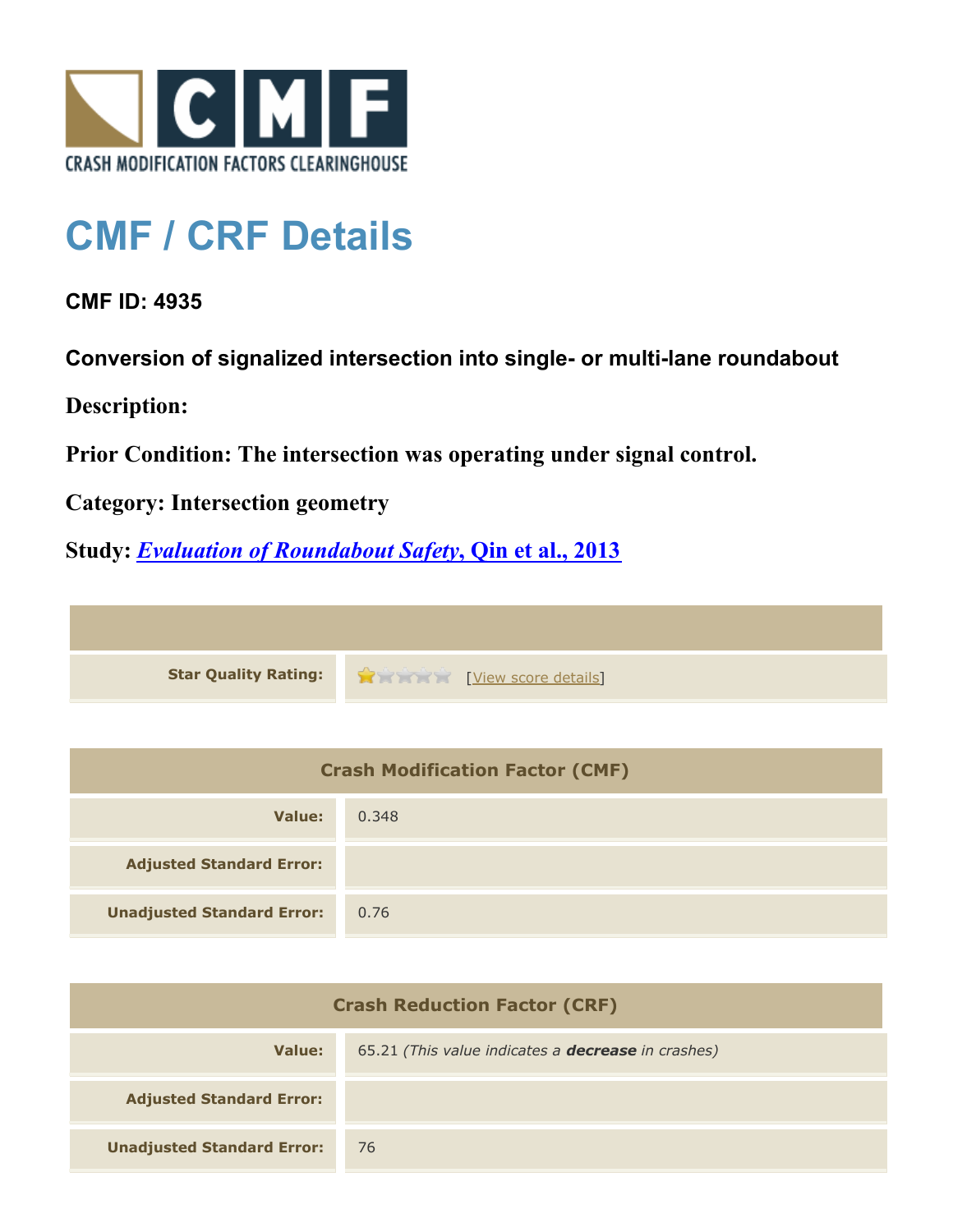CRASH MODIFICATION FACTORS CLEARINGHOUSE

# CMF / CRF Details

**CMF ID: 4935**

**Conversion of signalized intersection into single- or multi-lane roundabout**

**Description:**

**Prior Condition: The intersection was operating under signal control.**

**Category: Intersection geometry**

**Study: *Evaluation of Roundabout Safety*, Qin et al., 2013**

| | |
|---|---|
| **Star Quality Rating:** | [View score details] |

| Crash Modification Factor (CMF) | |
|---|---|
| **Value:** | 0.348 |
| **Adjusted Standard Error:** | |
| **Unadjusted Standard Error:** | 0.76 |

| Crash Reduction Factor (CRF) | |
|---|---|
| **Value:** | 65.21 *(This value indicates a **decrease** in crashes)* |
| **Adjusted Standard Error:** | |
| **Unadjusted Standard Error:** | 76 |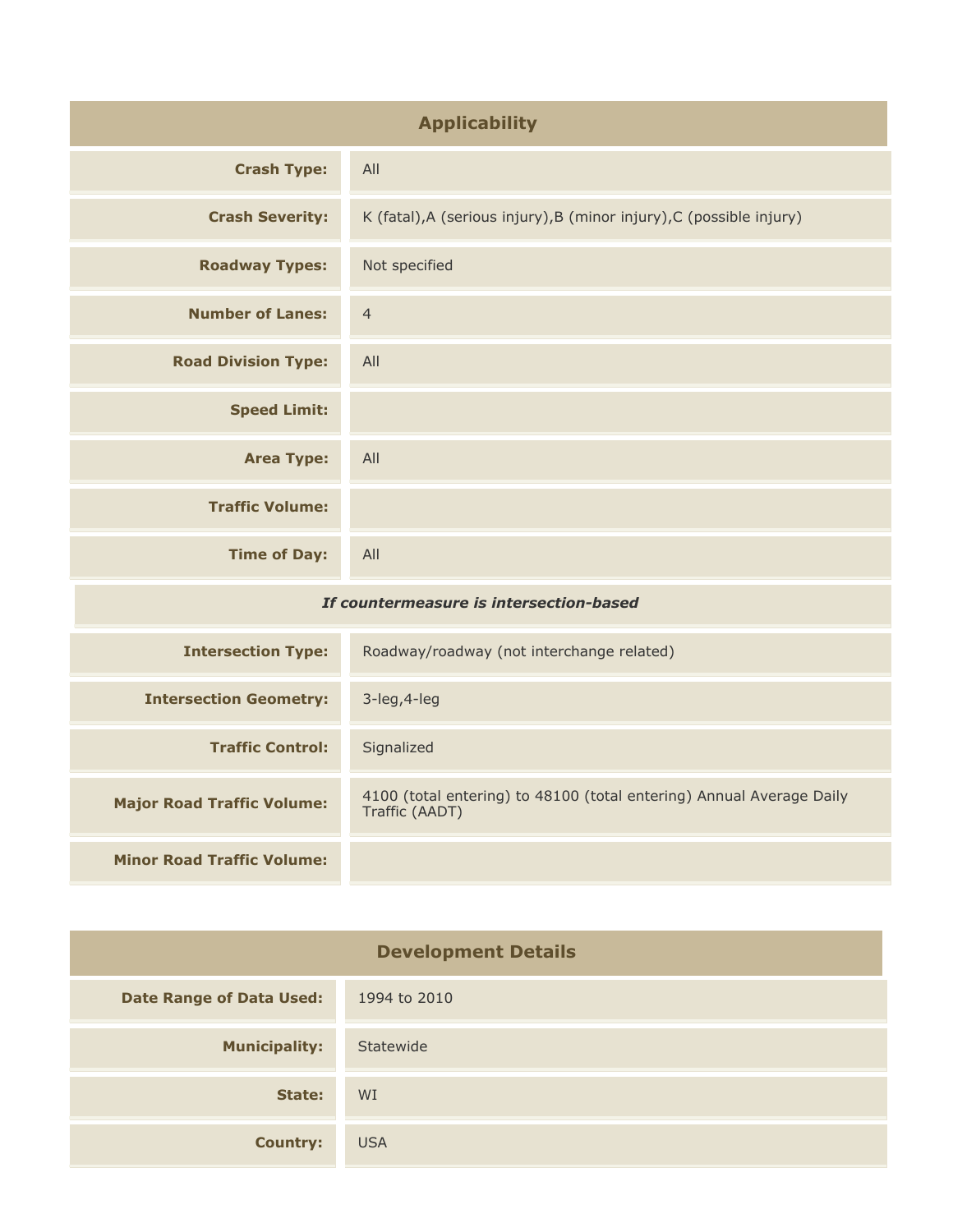## Applicability

| | |
|---|---|
| **Crash Type:** | All |
| **Crash Severity:** | K (fatal),A (serious injury),B (minor injury),C (possible injury) |
| **Roadway Types:** | Not specified |
| **Number of Lanes:** | 4 |
| **Road Division Type:** | All |
| **Speed Limit:** | |
| **Area Type:** | All |
| **Traffic Volume:** | |
| **Time of Day:** | All |
| ***If countermeasure is intersection-based*** | |
| **Intersection Type:** | Roadway/roadway (not interchange related) |
| **Intersection Geometry:** | 3-leg,4-leg |
| **Traffic Control:** | Signalized |
| **Major Road Traffic Volume:** | 4100 (total entering) to 48100 (total entering) Annual Average Daily Traffic (AADT) |
| **Minor Road Traffic Volume:** | |

## Development Details

| | |
|---|---|
| **Date Range of Data Used:** | 1994 to 2010 |
| **Municipality:** | Statewide |
| **State:** | WI |
| **Country:** | USA |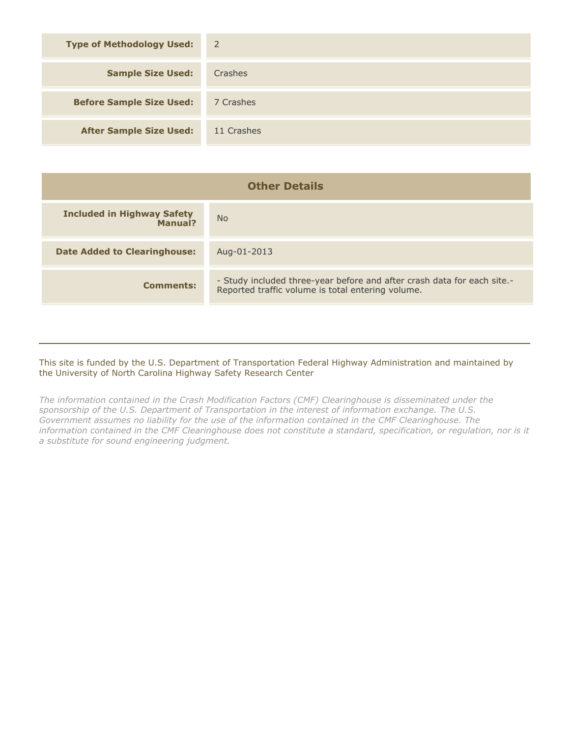| | |
|---|---|
| **Type of Methodology Used:** | 2 |
| **Sample Size Used:** | Crashes |
| **Before Sample Size Used:** | 7 Crashes |
| **After Sample Size Used:** | 11 Crashes |

## Other Details

| | |
|---|---|
| **Included in Highway Safety Manual?** | No |
| **Date Added to Clearinghouse:** | Aug-01-2013 |
| **Comments:** | - Study included three-year before and after crash data for each site.- Reported traffic volume is total entering volume. |

---

This site is funded by the U.S. Department of Transportation Federal Highway Administration and maintained by the University of North Carolina Highway Safety Research Center

*The information contained in the Crash Modification Factors (CMF) Clearinghouse is disseminated under the sponsorship of the U.S. Department of Transportation in the interest of information exchange. The U.S. Government assumes no liability for the use of the information contained in the CMF Clearinghouse. The information contained in the CMF Clearinghouse does not constitute a standard, specification, or regulation, nor is it a substitute for sound engineering judgment.*